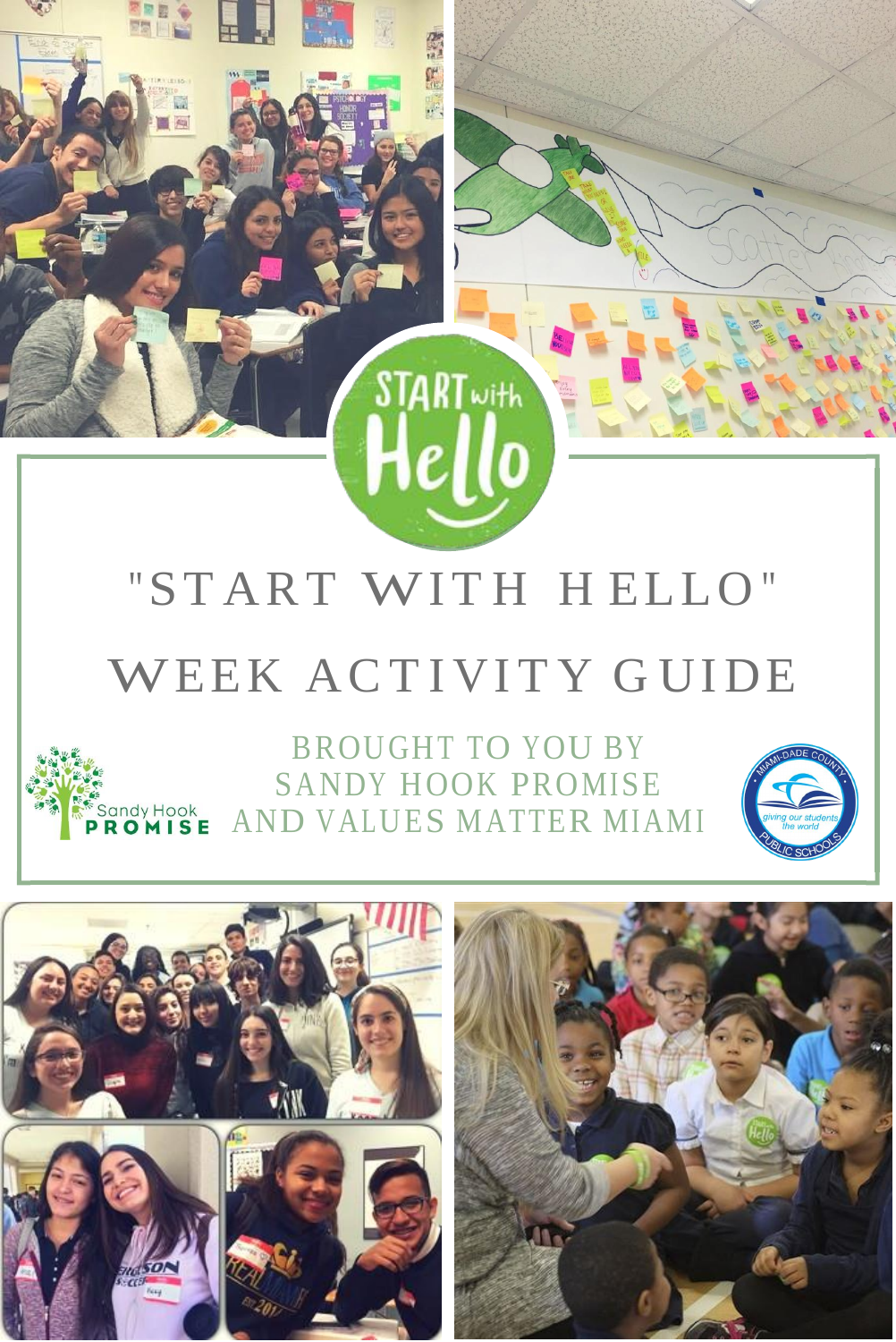# "START WITH HELLO" WEEK ACTIVITY GUIDE

BROUGHT TO YOU BY SANDY HOOK PROMISE AND VALUES MATTER MIAMI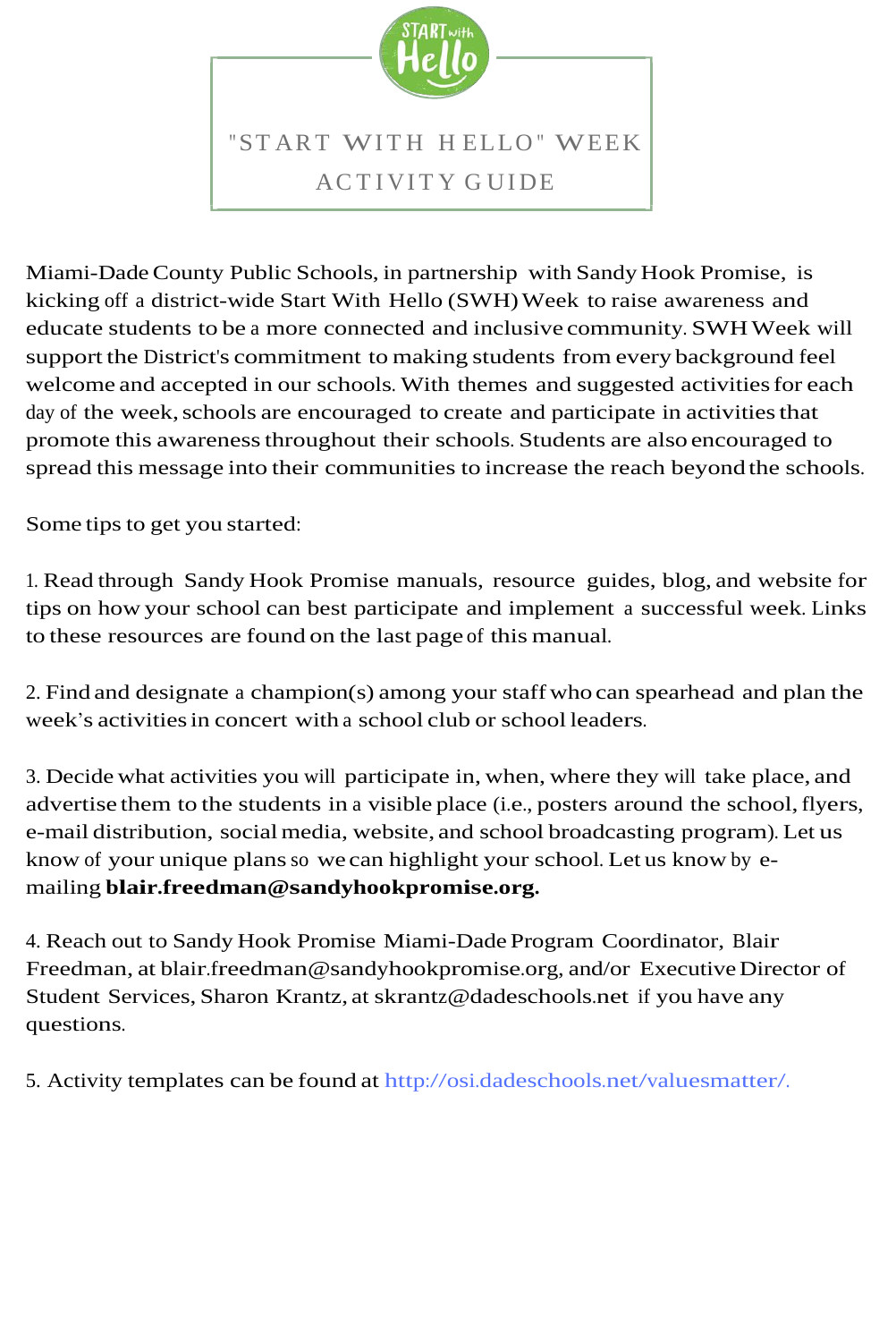# "START WITH HELLO" WEEK ACTIVITY GUIDE

Miami-Dade County Public Schools, in partnership with Sandy Hook Promise, is kicking off a district-wide Start With Hello (SWH) Week to raise awareness and educate students to be a more connected and inclusive community. SWH Week will support the District's commitment to making students from every background feel welcome and accepted in our schools. With themes and suggested activities for each day of the week, schools are encouraged to create and participate in activities that promote this awareness throughout their schools. Students are also encouraged to spread this message into their communities to increase the reach beyond the schools.

Some tips to get you started:

1. Read through Sandy Hook Promise manuals, resource guides, blog, and website for tips on how your school can best participate and implement a successful week. Links to these resources are found on the last page of this manual.

2. Find and designate a champion(s) among your staff who can spearhead and plan the week's activities in concert with a school club or school leaders.

3. Decide what activities you will participate in, when, where they will take place, and advertise them to the students in a visible place (i.e., posters around the school, flyers, e-mail distribution, social media, website, and school broadcasting program). Let us know of your unique plans so we can highlight your school. Let us know by e-mailing **blair.freedman@sandyhookpromise.org.**

4. Reach out to Sandy Hook Promise Miami-Dade Program Coordinator, Blair Freedman, at blair.freedman@sandyhookpromise.org, and/or Executive Director of Student Services, Sharon Krantz, at skrantz@dadeschools.net if you have any questions.

5. Activity templates can be found at http://osi.dadeschools.net/valuesmatter/.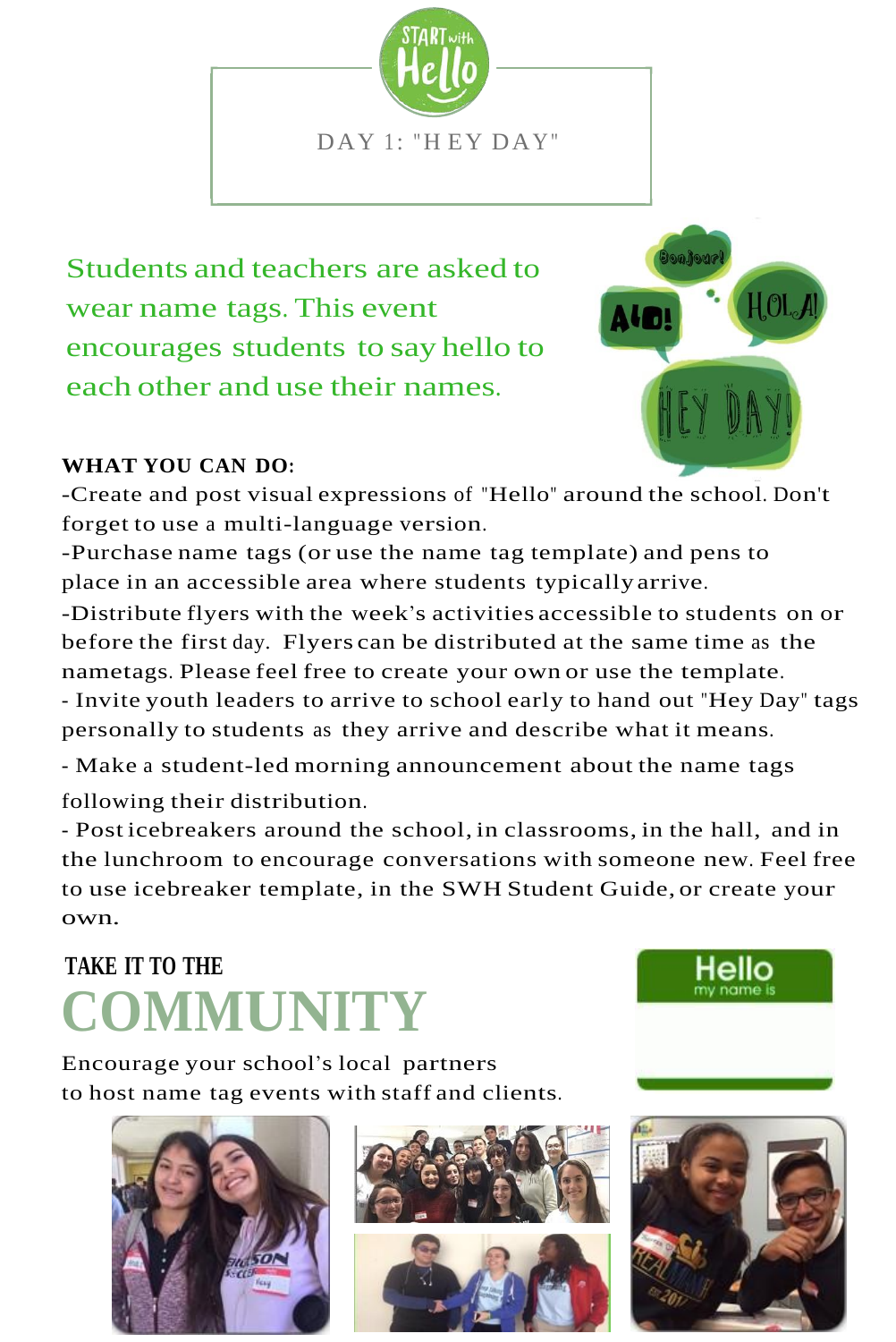# DAY 1: "HEY DAY"

Students and teachers are asked to wear name tags. This event encourages students to say hello to each other and use their names.

**WHAT YOU CAN DO:**

-Create and post visual expressions of "Hello" around the school. Don't forget to use a multi-language version.

-Purchase name tags (or use the name tag template) and pens to place in an accessible area where students typically arrive.

-Distribute flyers with the week's activities accessible to students on or before the first day. Flyers can be distributed at the same time as the nametags. Please feel free to create your own or use the template.

- Invite youth leaders to arrive to school early to hand out "Hey Day" tags personally to students as they arrive and describe what it means.

- Make a student-led morning announcement about the name tags following their distribution.

- Post icebreakers around the school, in classrooms, in the hall, and in the lunchroom to encourage conversations with someone new. Feel free to use icebreaker template, in the SWH Student Guide, or create your own.

## TAKE IT TO THE COMMUNITY

Encourage your school's local partners to host name tag events with staff and clients.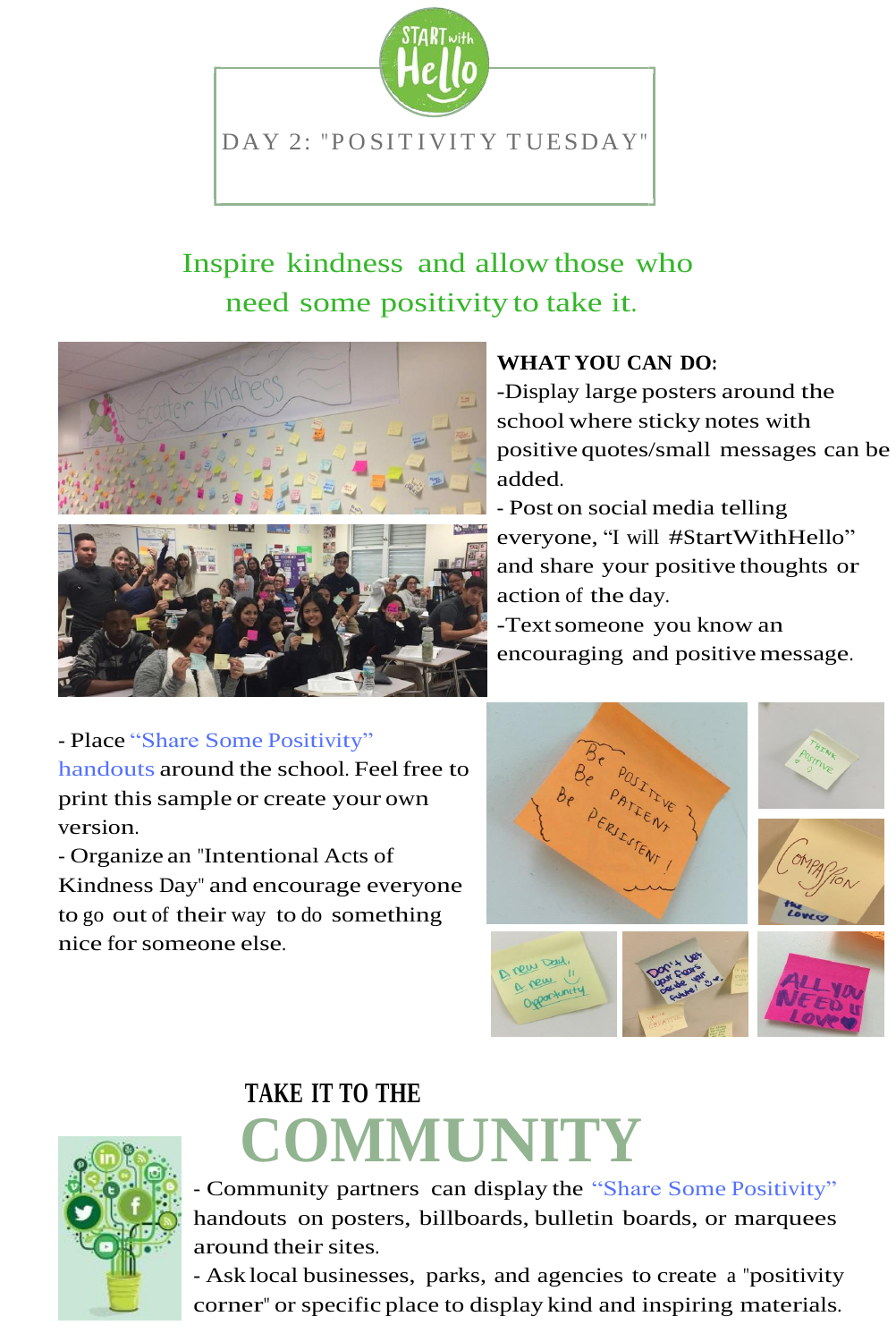# DAY 2: "POSITIVITY TUESDAY"

Inspire kindness and allow those who need some positivity to take it.

**WHAT YOU CAN DO:**

-Display large posters around the school where sticky notes with positive quotes/small messages can be added.

- Post on social media telling everyone, "I will #StartWithHello" and share your positive thoughts or action of the day.

-Text someone you know an encouraging and positive message.

- Place "Share Some Positivity" handouts around the school. Feel free to print this sample or create your own version.

- Organize an "Intentional Acts of Kindness Day" and encourage everyone to go out of their way to do something nice for someone else.

## TAKE IT TO THE COMMUNITY

- Community partners can display the "Share Some Positivity" handouts on posters, billboards, bulletin boards, or marquees around their sites.

- Ask local businesses, parks, and agencies to create a "positivity corner" or specific place to display kind and inspiring materials.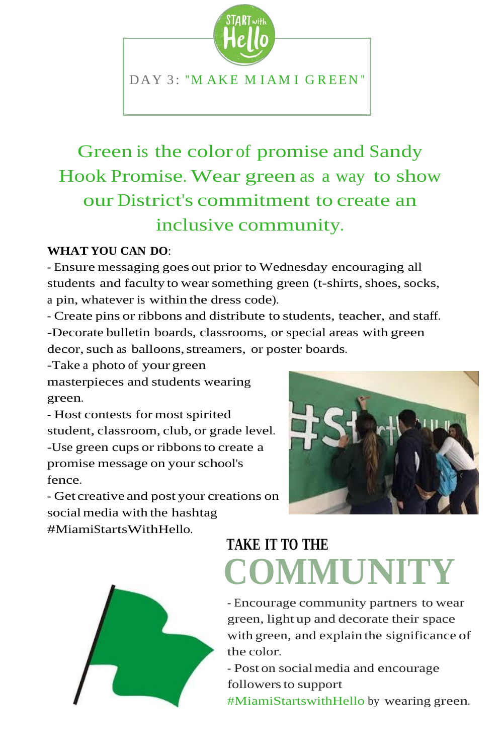# DAY 3: "MAKE MIAMI GREEN"

## Green is the color of promise and Sandy Hook Promise. Wear green as a way to show our District's commitment to create an inclusive community.

**WHAT YOU CAN DO**:

- Ensure messaging goes out prior to Wednesday encouraging all students and faculty to wear something green (t-shirts, shoes, socks, a pin, whatever is within the dress code).
- Create pins or ribbons and distribute to students, teacher, and staff.
- Decorate bulletin boards, classrooms, or special areas with green decor, such as balloons, streamers, or poster boards.
- Take a photo of your green masterpieces and students wearing green.
- Host contests for most spirited student, classroom, club, or grade level.
- Use green cups or ribbons to create a promise message on your school's fence.
- Get creative and post your creations on social media with the hashtag #MiamiStartsWithHello.

## TAKE IT TO THE COMMUNITY

- Encourage community partners to wear green, light up and decorate their space with green, and explain the significance of the color.
- Post on social media and encourage followers to support #MiamiStartswithHello by wearing green.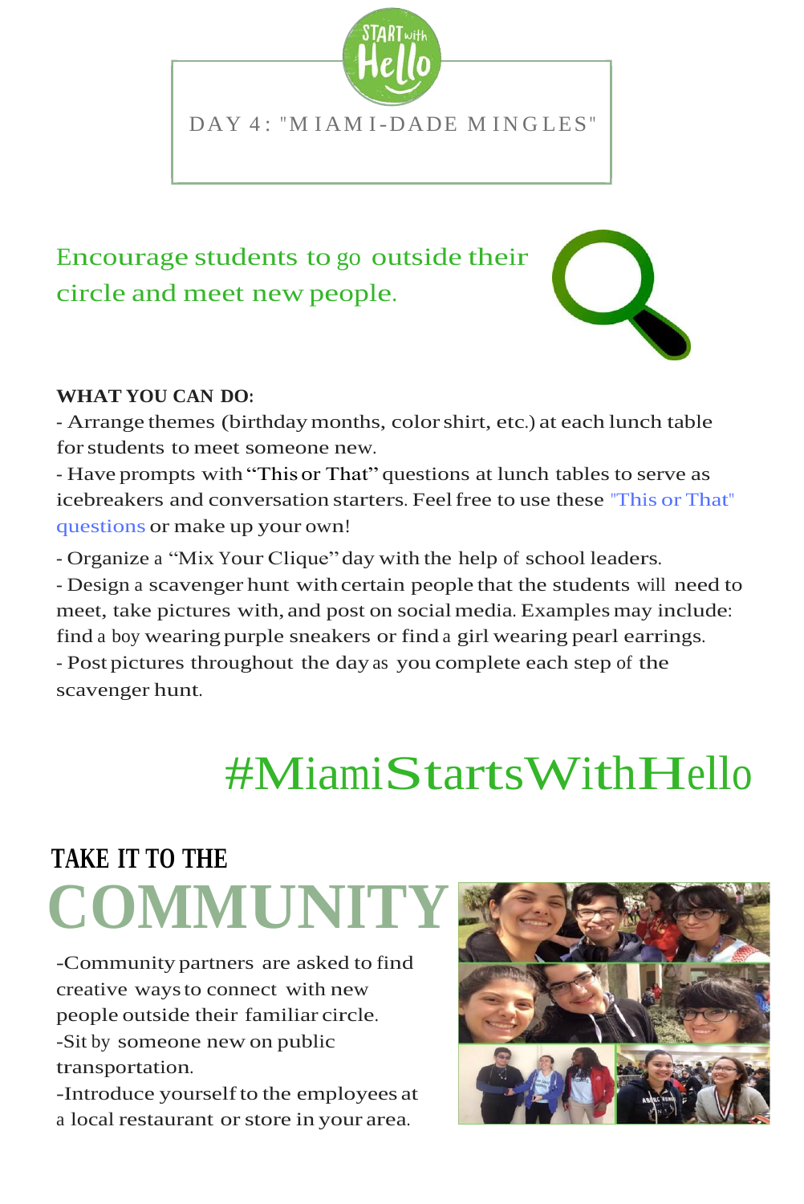START with Hello

# DAY 4: "MIAMI-DADE MINGLES"

## Encourage students to go outside their circle and meet new people.

**WHAT YOU CAN DO:**

- Arrange themes (birthday months, color shirt, etc.) at each lunch table for students to meet someone new.
- Have prompts with "This or That" questions at lunch tables to serve as icebreakers and conversation starters. Feel free to use these "This or That" questions or make up your own!
- Organize a "Mix Your Clique" day with the help of school leaders.
- Design a scavenger hunt with certain people that the students will need to meet, take pictures with, and post on social media. Examples may include: find a boy wearing purple sneakers or find a girl wearing pearl earrings.
- Post pictures throughout the day as you complete each step of the scavenger hunt.

## #MiamiStartsWithHello

## TAKE IT TO THE COMMUNITY

- Community partners are asked to find creative ways to connect with new people outside their familiar circle.
- Sit by someone new on public transportation.
- Introduce yourself to the employees at a local restaurant or store in your area.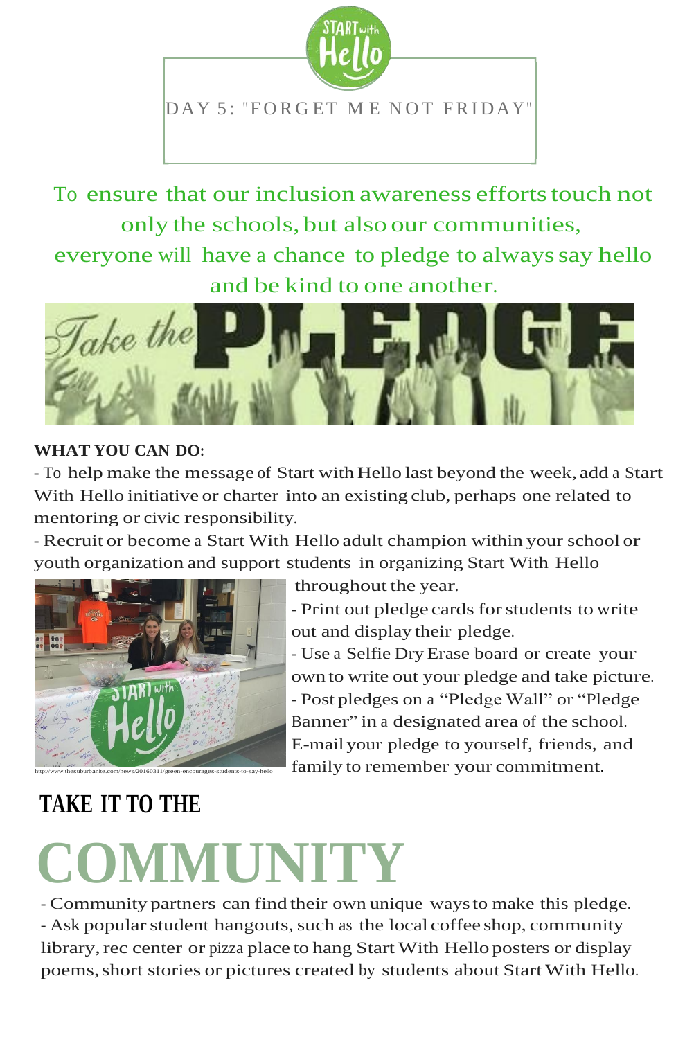# DAY 5: "FORGET ME NOT FRIDAY"

To ensure that our inclusion awareness efforts touch not only the schools, but also our communities, everyone will have a chance to pledge to always say hello and be kind to one another.

**WHAT YOU CAN DO:**

- To help make the message of Start with Hello last beyond the week, add a Start With Hello initiative or charter into an existing club, perhaps one related to mentoring or civic responsibility.
- Recruit or become a Start With Hello adult champion within your school or youth organization and support students in organizing Start With Hello throughout the year.
- Print out pledge cards for students to write out and display their pledge.
- Use a Selfie Dry Erase board or create your own to write out your pledge and take picture.
- Post pledges on a "Pledge Wall" or "Pledge Banner" in a designated area of the school. E-mail your pledge to yourself, friends, and family to remember your commitment.

http://www.thesuburbanite.com/news/20160311/green-encourages-students-to-say-hello

## TAKE IT TO THE COMMUNITY

- Community partners can find their own unique ways to make this pledge.
- Ask popular student hangouts, such as the local coffee shop, community library, rec center or pizza place to hang Start With Hello posters or display poems, short stories or pictures created by students about Start With Hello.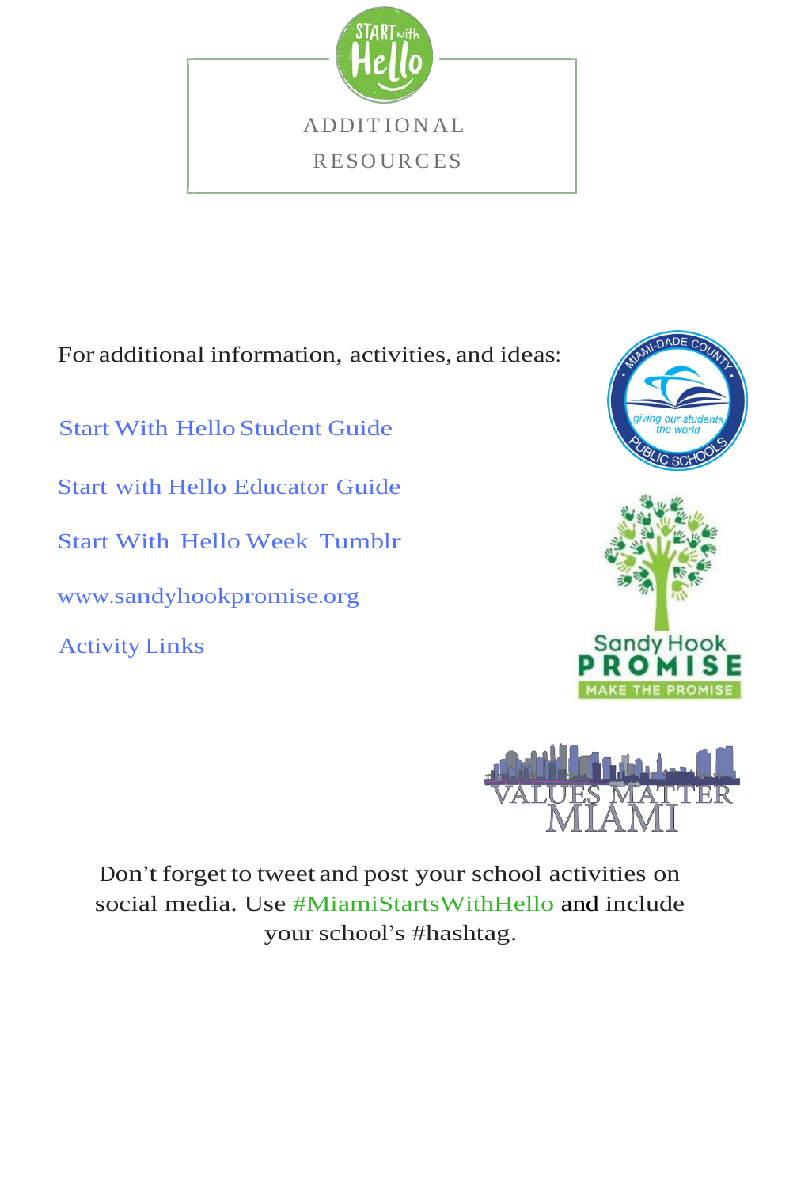# ADDITIONAL RESOURCES

For additional information, activities, and ideas:

Start With Hello Student Guide

Start with Hello Educator Guide

Start With Hello Week Tumblr

www.sandyhookpromise.org

Activity Links

Don't forget to tweet and post your school activities on social media. Use #MiamiStartsWithHello and include your school's #hashtag.